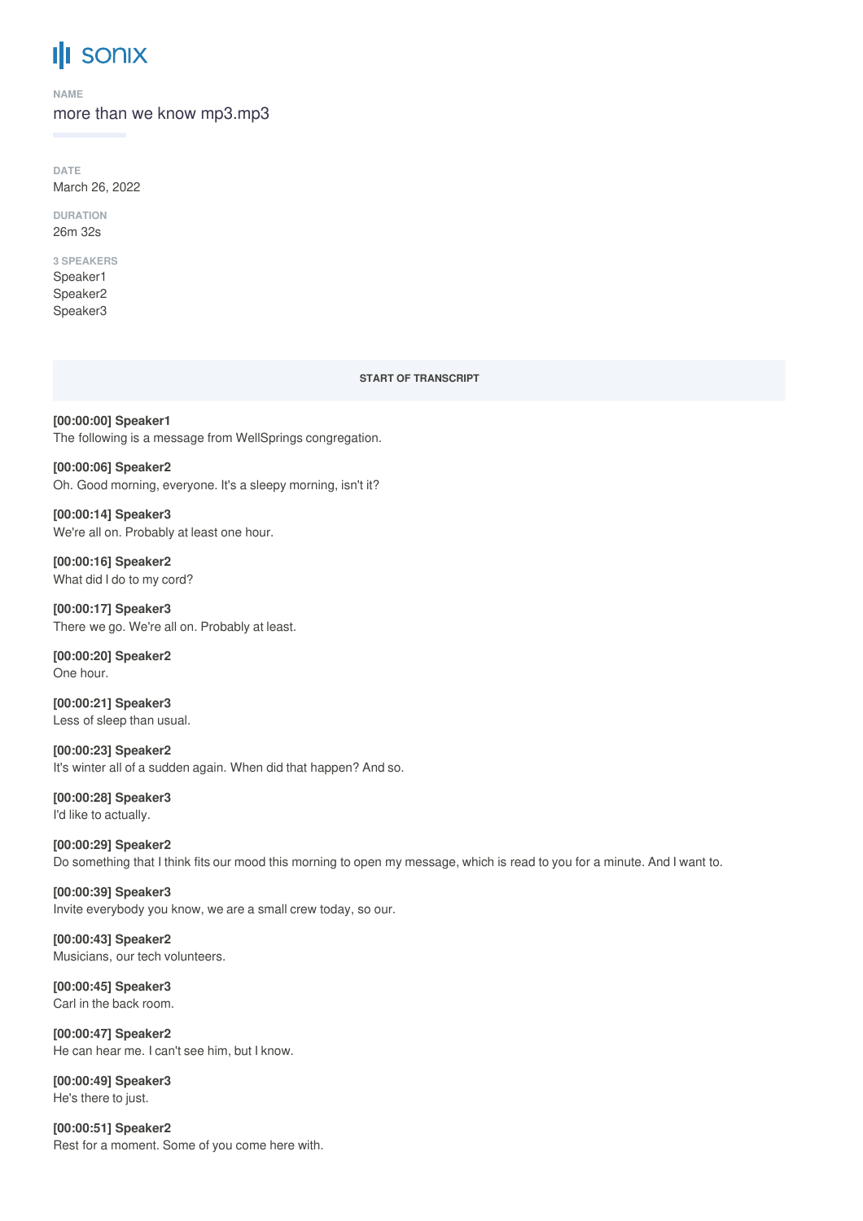# sonix

NAME

more than we know mp3.mp3

DATE

March 26, 2022

DURATION

26m 32s

3 SPEAKERS

Speaker1
Speaker2
Speaker3

START OF TRANSCRIPT

**[00:00:00] Speaker1**
The following is a message from WellSprings congregation.

**[00:00:06] Speaker2**
Oh. Good morning, everyone. It's a sleepy morning, isn't it?

**[00:00:14] Speaker3**
We're all on. Probably at least one hour.

**[00:00:16] Speaker2**
What did I do to my cord?

**[00:00:17] Speaker3**
There we go. We're all on. Probably at least.

**[00:00:20] Speaker2**
One hour.

**[00:00:21] Speaker3**
Less of sleep than usual.

**[00:00:23] Speaker2**
It's winter all of a sudden again. When did that happen? And so.

**[00:00:28] Speaker3**
I'd like to actually.

**[00:00:29] Speaker2**
Do something that I think fits our mood this morning to open my message, which is read to you for a minute. And I want to.

**[00:00:39] Speaker3**
Invite everybody you know, we are a small crew today, so our.

**[00:00:43] Speaker2**
Musicians, our tech volunteers.

**[00:00:45] Speaker3**
Carl in the back room.

**[00:00:47] Speaker2**
He can hear me. I can't see him, but I know.

**[00:00:49] Speaker3**
He's there to just.

**[00:00:51] Speaker2**
Rest for a moment. Some of you come here with.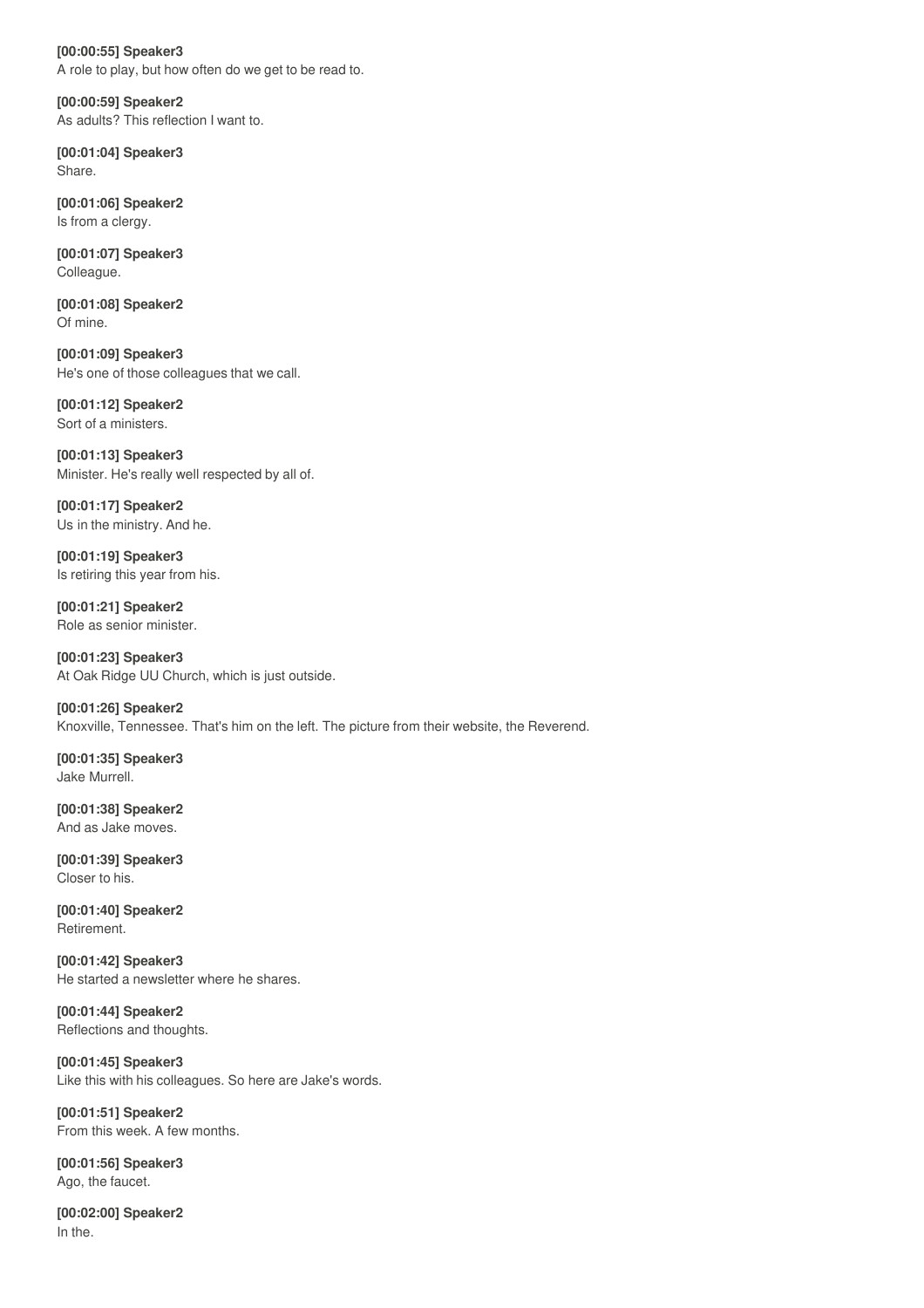**[00:00:55] Speaker3**
A role to play, but how often do we get to be read to.

**[00:00:59] Speaker2**
As adults? This reflection I want to.

**[00:01:04] Speaker3**
Share.

**[00:01:06] Speaker2**
Is from a clergy.

**[00:01:07] Speaker3**
Colleague.

**[00:01:08] Speaker2**
Of mine.

**[00:01:09] Speaker3**
He's one of those colleagues that we call.

**[00:01:12] Speaker2**
Sort of a ministers.

**[00:01:13] Speaker3**
Minister. He's really well respected by all of.

**[00:01:17] Speaker2**
Us in the ministry. And he.

**[00:01:19] Speaker3**
Is retiring this year from his.

**[00:01:21] Speaker2**
Role as senior minister.

**[00:01:23] Speaker3**
At Oak Ridge UU Church, which is just outside.

**[00:01:26] Speaker2**
Knoxville, Tennessee. That's him on the left. The picture from their website, the Reverend.

**[00:01:35] Speaker3**
Jake Murrell.

**[00:01:38] Speaker2**
And as Jake moves.

**[00:01:39] Speaker3**
Closer to his.

**[00:01:40] Speaker2**
Retirement.

**[00:01:42] Speaker3**
He started a newsletter where he shares.

**[00:01:44] Speaker2**
Reflections and thoughts.

**[00:01:45] Speaker3**
Like this with his colleagues. So here are Jake's words.

**[00:01:51] Speaker2**
From this week. A few months.

**[00:01:56] Speaker3**
Ago, the faucet.

**[00:02:00] Speaker2**
In the.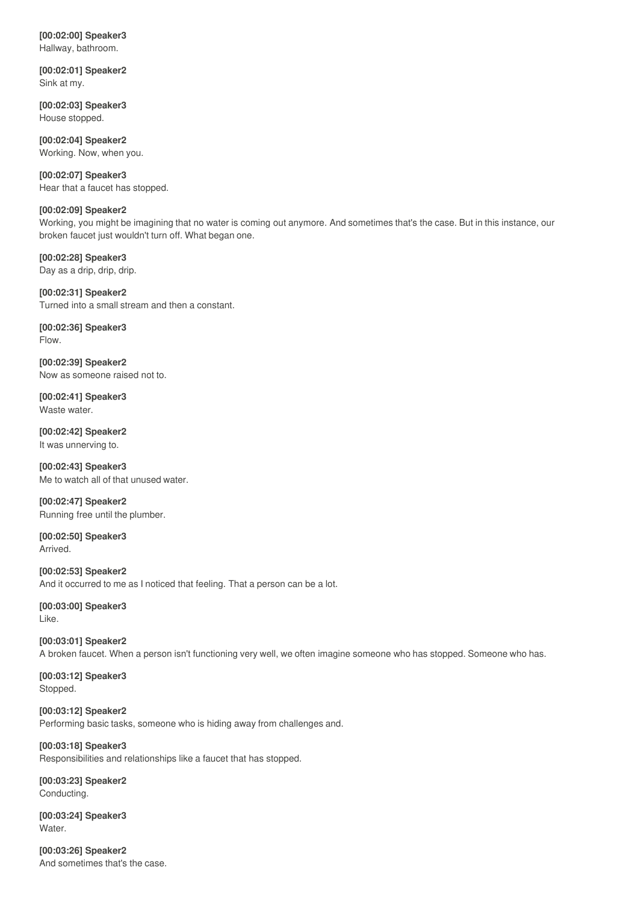**[00:02:00] Speaker3**
Hallway, bathroom.

**[00:02:01] Speaker2**
Sink at my.

**[00:02:03] Speaker3**
House stopped.

**[00:02:04] Speaker2**
Working. Now, when you.

**[00:02:07] Speaker3**
Hear that a faucet has stopped.

**[00:02:09] Speaker2**
Working, you might be imagining that no water is coming out anymore. And sometimes that's the case. But in this instance, our broken faucet just wouldn't turn off. What began one.

**[00:02:28] Speaker3**
Day as a drip, drip, drip.

**[00:02:31] Speaker2**
Turned into a small stream and then a constant.

**[00:02:36] Speaker3**
Flow.

**[00:02:39] Speaker2**
Now as someone raised not to.

**[00:02:41] Speaker3**
Waste water.

**[00:02:42] Speaker2**
It was unnerving to.

**[00:02:43] Speaker3**
Me to watch all of that unused water.

**[00:02:47] Speaker2**
Running free until the plumber.

**[00:02:50] Speaker3**
Arrived.

**[00:02:53] Speaker2**
And it occurred to me as I noticed that feeling. That a person can be a lot.

**[00:03:00] Speaker3**
Like.

**[00:03:01] Speaker2**
A broken faucet. When a person isn't functioning very well, we often imagine someone who has stopped. Someone who has.

**[00:03:12] Speaker3**
Stopped.

**[00:03:12] Speaker2**
Performing basic tasks, someone who is hiding away from challenges and.

**[00:03:18] Speaker3**
Responsibilities and relationships like a faucet that has stopped.

**[00:03:23] Speaker2**
Conducting.

**[00:03:24] Speaker3**
Water.

**[00:03:26] Speaker2**
And sometimes that's the case.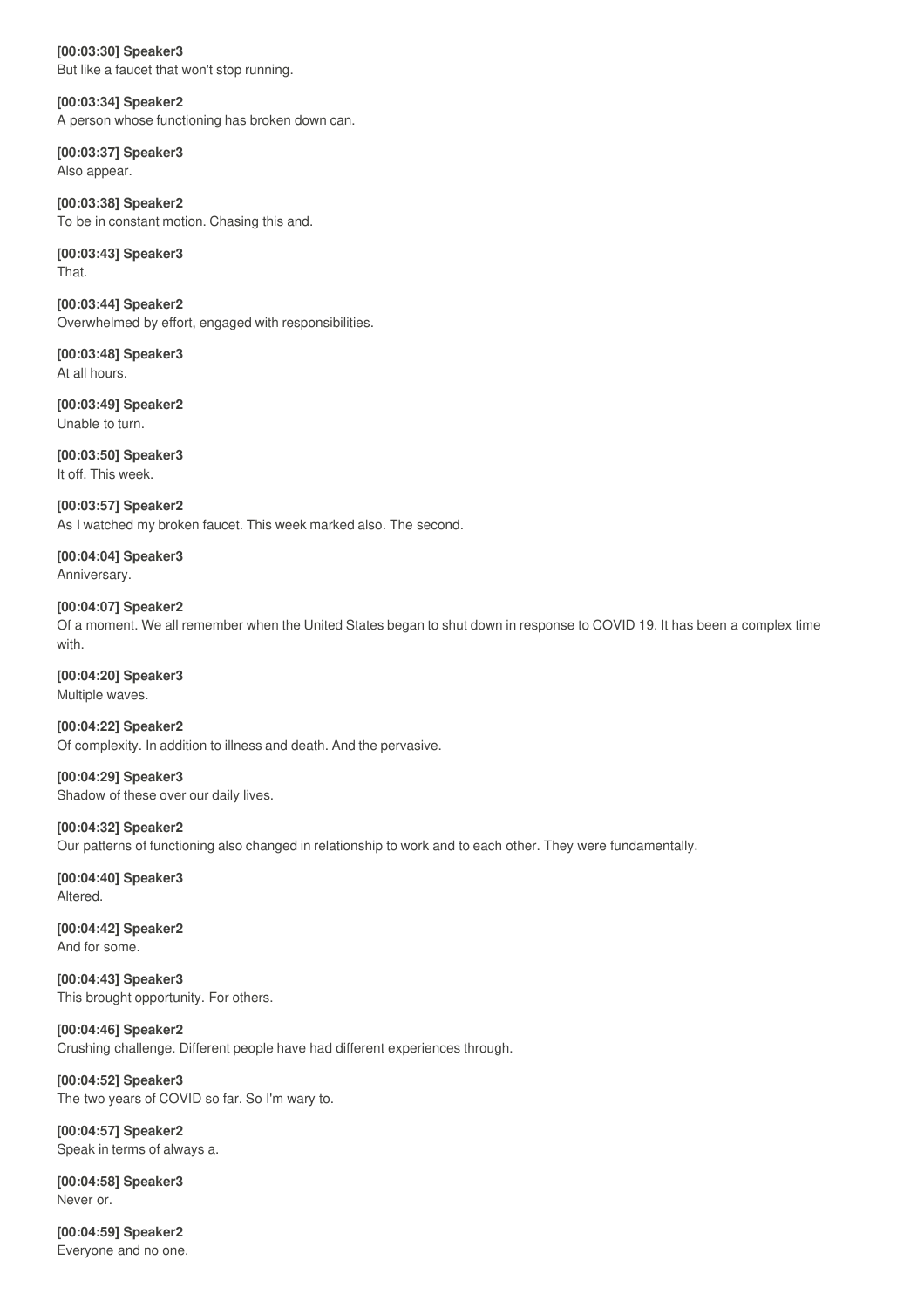**[00:03:30] Speaker3**
But like a faucet that won't stop running.

**[00:03:34] Speaker2**
A person whose functioning has broken down can.

**[00:03:37] Speaker3**
Also appear.

**[00:03:38] Speaker2**
To be in constant motion. Chasing this and.

**[00:03:43] Speaker3**
That.

**[00:03:44] Speaker2**
Overwhelmed by effort, engaged with responsibilities.

**[00:03:48] Speaker3**
At all hours.

**[00:03:49] Speaker2**
Unable to turn.

**[00:03:50] Speaker3**
It off. This week.

**[00:03:57] Speaker2**
As I watched my broken faucet. This week marked also. The second.

**[00:04:04] Speaker3**
Anniversary.

**[00:04:07] Speaker2**
Of a moment. We all remember when the United States began to shut down in response to COVID 19. It has been a complex time with.

**[00:04:20] Speaker3**
Multiple waves.

**[00:04:22] Speaker2**
Of complexity. In addition to illness and death. And the pervasive.

**[00:04:29] Speaker3**
Shadow of these over our daily lives.

**[00:04:32] Speaker2**
Our patterns of functioning also changed in relationship to work and to each other. They were fundamentally.

**[00:04:40] Speaker3**
Altered.

**[00:04:42] Speaker2**
And for some.

**[00:04:43] Speaker3**
This brought opportunity. For others.

**[00:04:46] Speaker2**
Crushing challenge. Different people have had different experiences through.

**[00:04:52] Speaker3**
The two years of COVID so far. So I'm wary to.

**[00:04:57] Speaker2**
Speak in terms of always a.

**[00:04:58] Speaker3**
Never or.

**[00:04:59] Speaker2**
Everyone and no one.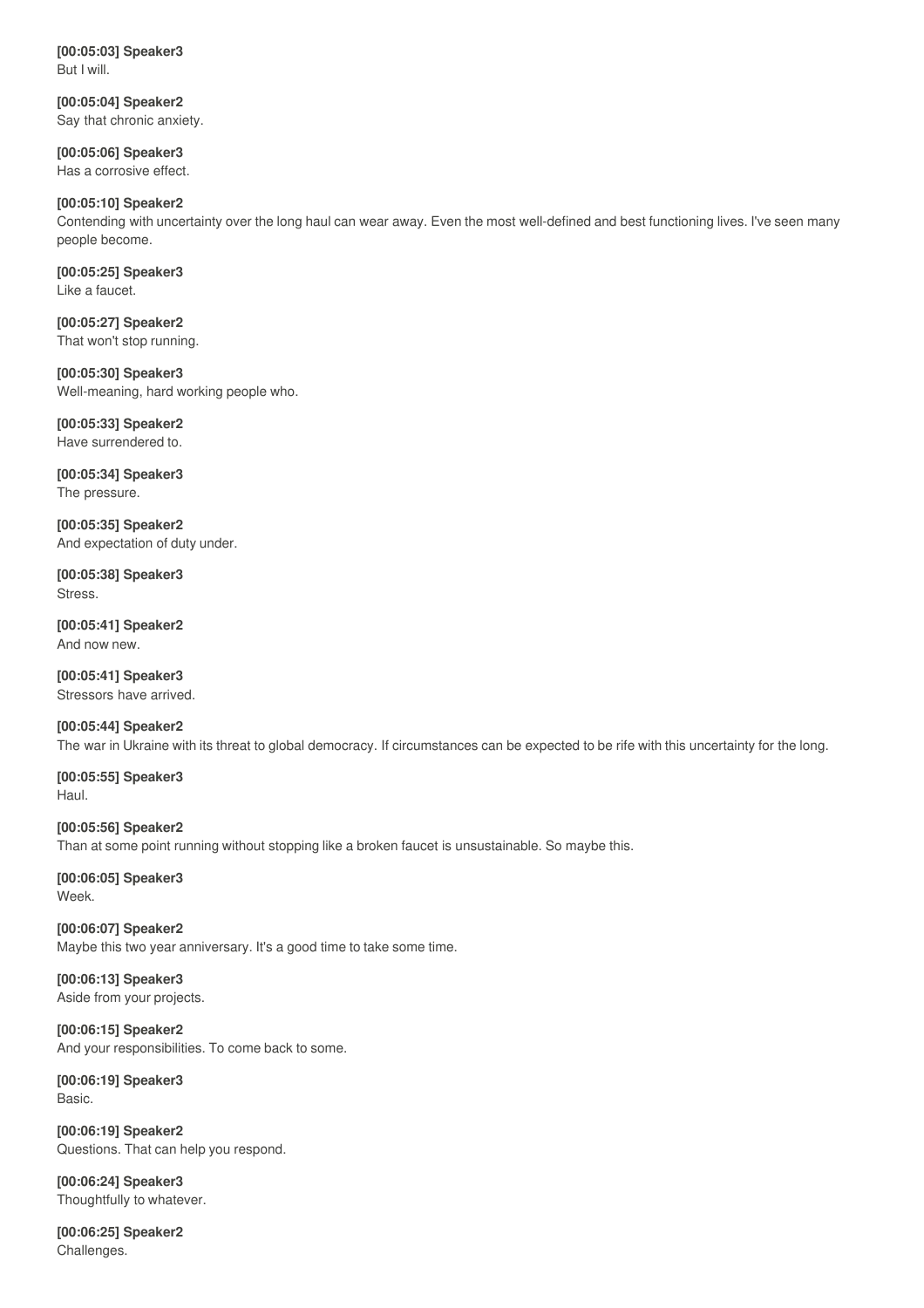**[00:05:03] Speaker3**
But I will.

**[00:05:04] Speaker2**
Say that chronic anxiety.

**[00:05:06] Speaker3**
Has a corrosive effect.

**[00:05:10] Speaker2**
Contending with uncertainty over the long haul can wear away. Even the most well-defined and best functioning lives. I've seen many people become.

**[00:05:25] Speaker3**
Like a faucet.

**[00:05:27] Speaker2**
That won't stop running.

**[00:05:30] Speaker3**
Well-meaning, hard working people who.

**[00:05:33] Speaker2**
Have surrendered to.

**[00:05:34] Speaker3**
The pressure.

**[00:05:35] Speaker2**
And expectation of duty under.

**[00:05:38] Speaker3**
Stress.

**[00:05:41] Speaker2**
And now new.

**[00:05:41] Speaker3**
Stressors have arrived.

**[00:05:44] Speaker2**
The war in Ukraine with its threat to global democracy. If circumstances can be expected to be rife with this uncertainty for the long.

**[00:05:55] Speaker3**
Haul.

**[00:05:56] Speaker2**
Than at some point running without stopping like a broken faucet is unsustainable. So maybe this.

**[00:06:05] Speaker3**
Week.

**[00:06:07] Speaker2**
Maybe this two year anniversary. It's a good time to take some time.

**[00:06:13] Speaker3**
Aside from your projects.

**[00:06:15] Speaker2**
And your responsibilities. To come back to some.

**[00:06:19] Speaker3**
Basic.

**[00:06:19] Speaker2**
Questions. That can help you respond.

**[00:06:24] Speaker3**
Thoughtfully to whatever.

**[00:06:25] Speaker2**
Challenges.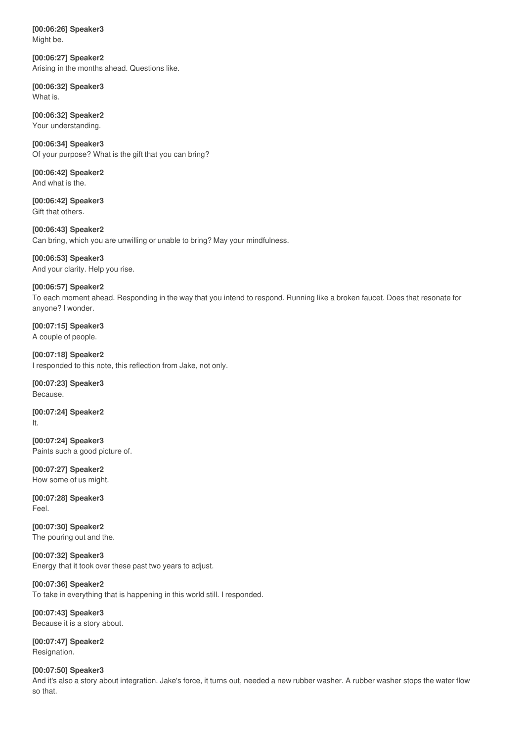**[00:06:26] Speaker3**
Might be.

**[00:06:27] Speaker2**
Arising in the months ahead. Questions like.

**[00:06:32] Speaker3**
What is.

**[00:06:32] Speaker2**
Your understanding.

**[00:06:34] Speaker3**
Of your purpose? What is the gift that you can bring?

**[00:06:42] Speaker2**
And what is the.

**[00:06:42] Speaker3**
Gift that others.

**[00:06:43] Speaker2**
Can bring, which you are unwilling or unable to bring? May your mindfulness.

**[00:06:53] Speaker3**
And your clarity. Help you rise.

**[00:06:57] Speaker2**
To each moment ahead. Responding in the way that you intend to respond. Running like a broken faucet. Does that resonate for anyone? I wonder.

**[00:07:15] Speaker3**
A couple of people.

**[00:07:18] Speaker2**
I responded to this note, this reflection from Jake, not only.

**[00:07:23] Speaker3**
Because.

**[00:07:24] Speaker2**
It.

**[00:07:24] Speaker3**
Paints such a good picture of.

**[00:07:27] Speaker2**
How some of us might.

**[00:07:28] Speaker3**
Feel.

**[00:07:30] Speaker2**
The pouring out and the.

**[00:07:32] Speaker3**
Energy that it took over these past two years to adjust.

**[00:07:36] Speaker2**
To take in everything that is happening in this world still. I responded.

**[00:07:43] Speaker3**
Because it is a story about.

**[00:07:47] Speaker2**
Resignation.

**[00:07:50] Speaker3**
And it's also a story about integration. Jake's force, it turns out, needed a new rubber washer. A rubber washer stops the water flow so that.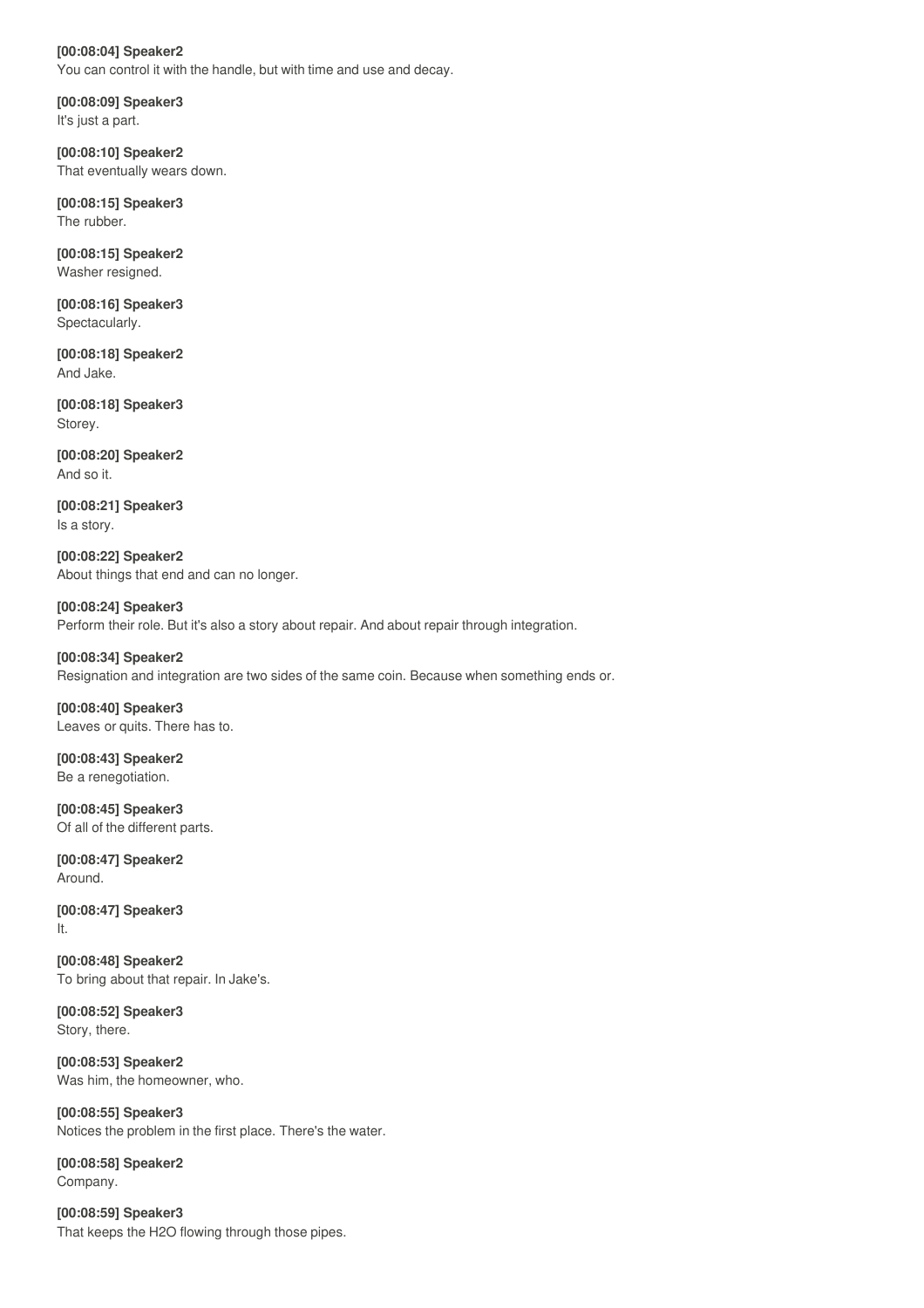**[00:08:04] Speaker2**
You can control it with the handle, but with time and use and decay.

**[00:08:09] Speaker3**
It's just a part.

**[00:08:10] Speaker2**
That eventually wears down.

**[00:08:15] Speaker3**
The rubber.

**[00:08:15] Speaker2**
Washer resigned.

**[00:08:16] Speaker3**
Spectacularly.

**[00:08:18] Speaker2**
And Jake.

**[00:08:18] Speaker3**
Storey.

**[00:08:20] Speaker2**
And so it.

**[00:08:21] Speaker3**
Is a story.

**[00:08:22] Speaker2**
About things that end and can no longer.

**[00:08:24] Speaker3**
Perform their role. But it's also a story about repair. And about repair through integration.

**[00:08:34] Speaker2**
Resignation and integration are two sides of the same coin. Because when something ends or.

**[00:08:40] Speaker3**
Leaves or quits. There has to.

**[00:08:43] Speaker2**
Be a renegotiation.

**[00:08:45] Speaker3**
Of all of the different parts.

**[00:08:47] Speaker2**
Around.

**[00:08:47] Speaker3**
It.

**[00:08:48] Speaker2**
To bring about that repair. In Jake's.

**[00:08:52] Speaker3**
Story, there.

**[00:08:53] Speaker2**
Was him, the homeowner, who.

**[00:08:55] Speaker3**
Notices the problem in the first place. There's the water.

**[00:08:58] Speaker2**
Company.

**[00:08:59] Speaker3**
That keeps the $H_2O$ flowing through those pipes.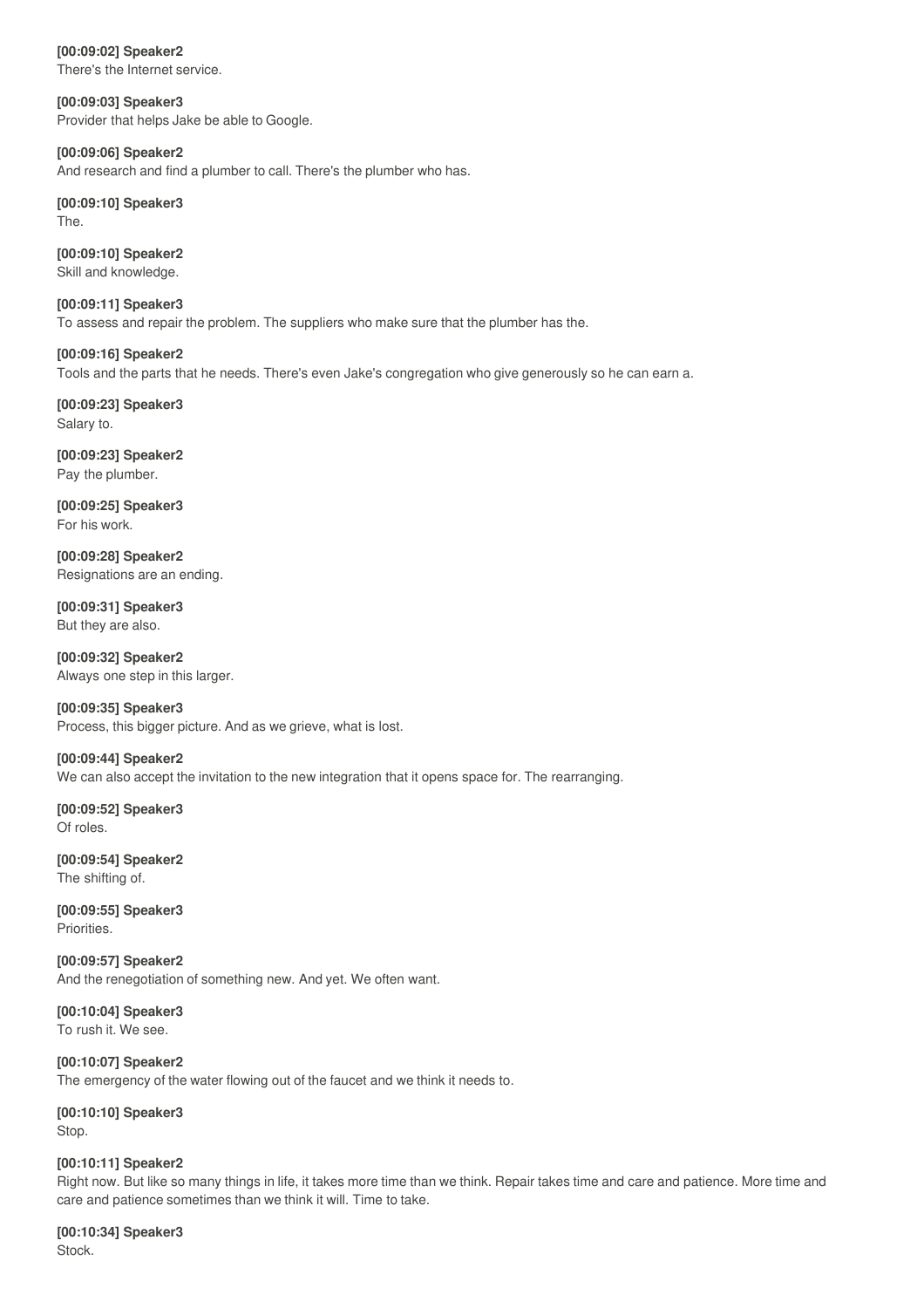**[00:09:02] Speaker2**
There's the Internet service.

**[00:09:03] Speaker3**
Provider that helps Jake be able to Google.

**[00:09:06] Speaker2**
And research and find a plumber to call. There's the plumber who has.

**[00:09:10] Speaker3**
The.

**[00:09:10] Speaker2**
Skill and knowledge.

**[00:09:11] Speaker3**
To assess and repair the problem. The suppliers who make sure that the plumber has the.

**[00:09:16] Speaker2**
Tools and the parts that he needs. There's even Jake's congregation who give generously so he can earn a.

**[00:09:23] Speaker3**
Salary to.

**[00:09:23] Speaker2**
Pay the plumber.

**[00:09:25] Speaker3**
For his work.

**[00:09:28] Speaker2**
Resignations are an ending.

**[00:09:31] Speaker3**
But they are also.

**[00:09:32] Speaker2**
Always one step in this larger.

**[00:09:35] Speaker3**
Process, this bigger picture. And as we grieve, what is lost.

**[00:09:44] Speaker2**
We can also accept the invitation to the new integration that it opens space for. The rearranging.

**[00:09:52] Speaker3**
Of roles.

**[00:09:54] Speaker2**
The shifting of.

**[00:09:55] Speaker3**
Priorities.

**[00:09:57] Speaker2**
And the renegotiation of something new. And yet. We often want.

**[00:10:04] Speaker3**
To rush it. We see.

**[00:10:07] Speaker2**
The emergency of the water flowing out of the faucet and we think it needs to.

**[00:10:10] Speaker3**
Stop.

**[00:10:11] Speaker2**
Right now. But like so many things in life, it takes more time than we think. Repair takes time and care and patience. More time and care and patience sometimes than we think it will. Time to take.

**[00:10:34] Speaker3**
Stock.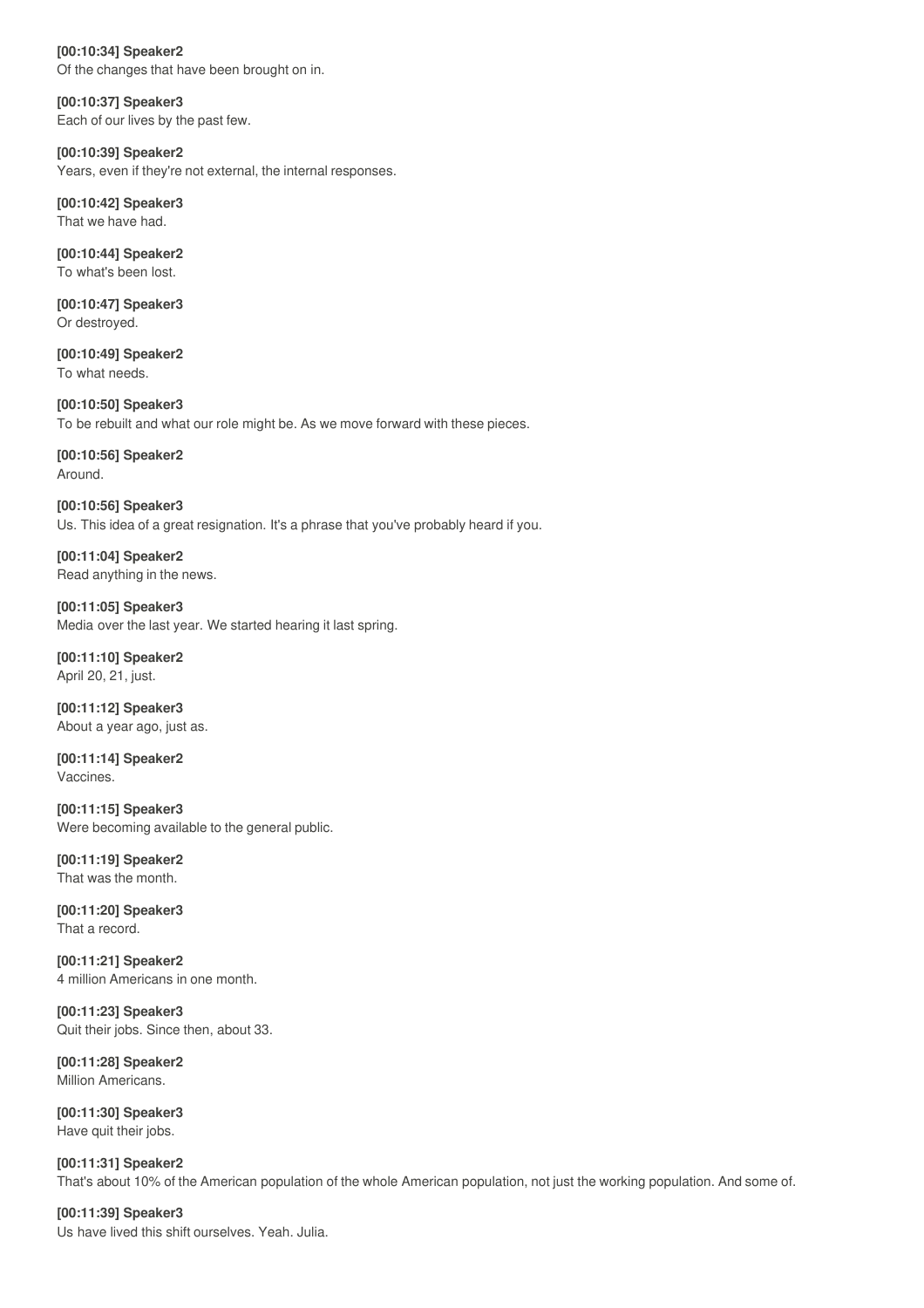**[00:10:34] Speaker2**
Of the changes that have been brought on in.

**[00:10:37] Speaker3**
Each of our lives by the past few.

**[00:10:39] Speaker2**
Years, even if they're not external, the internal responses.

**[00:10:42] Speaker3**
That we have had.

**[00:10:44] Speaker2**
To what's been lost.

**[00:10:47] Speaker3**
Or destroyed.

**[00:10:49] Speaker2**
To what needs.

**[00:10:50] Speaker3**
To be rebuilt and what our role might be. As we move forward with these pieces.

**[00:10:56] Speaker2**
Around.

**[00:10:56] Speaker3**
Us. This idea of a great resignation. It's a phrase that you've probably heard if you.

**[00:11:04] Speaker2**
Read anything in the news.

**[00:11:05] Speaker3**
Media over the last year. We started hearing it last spring.

**[00:11:10] Speaker2**
April 20, 21, just.

**[00:11:12] Speaker3**
About a year ago, just as.

**[00:11:14] Speaker2**
Vaccines.

**[00:11:15] Speaker3**
Were becoming available to the general public.

**[00:11:19] Speaker2**
That was the month.

**[00:11:20] Speaker3**
That a record.

**[00:11:21] Speaker2**
4 million Americans in one month.

**[00:11:23] Speaker3**
Quit their jobs. Since then, about 33.

**[00:11:28] Speaker2**
Million Americans.

**[00:11:30] Speaker3**
Have quit their jobs.

**[00:11:31] Speaker2**
That's about 10% of the American population of the whole American population, not just the working population. And some of.

**[00:11:39] Speaker3**
Us have lived this shift ourselves. Yeah. Julia.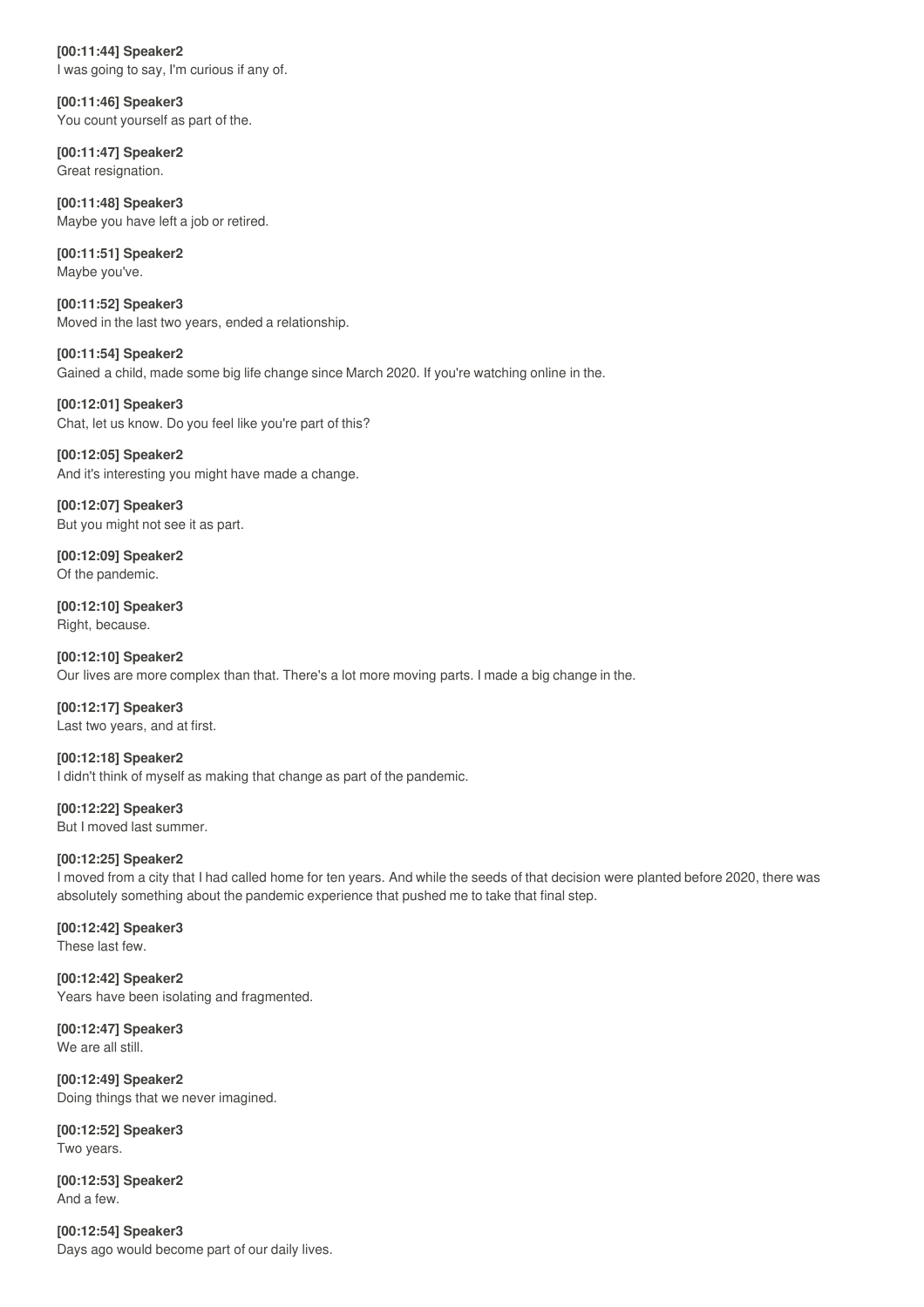**[00:11:44] Speaker2**
I was going to say, I'm curious if any of.

**[00:11:46] Speaker3**
You count yourself as part of the.

**[00:11:47] Speaker2**
Great resignation.

**[00:11:48] Speaker3**
Maybe you have left a job or retired.

**[00:11:51] Speaker2**
Maybe you've.

**[00:11:52] Speaker3**
Moved in the last two years, ended a relationship.

**[00:11:54] Speaker2**
Gained a child, made some big life change since March 2020. If you're watching online in the.

**[00:12:01] Speaker3**
Chat, let us know. Do you feel like you're part of this?

**[00:12:05] Speaker2**
And it's interesting you might have made a change.

**[00:12:07] Speaker3**
But you might not see it as part.

**[00:12:09] Speaker2**
Of the pandemic.

**[00:12:10] Speaker3**
Right, because.

**[00:12:10] Speaker2**
Our lives are more complex than that. There's a lot more moving parts. I made a big change in the.

**[00:12:17] Speaker3**
Last two years, and at first.

**[00:12:18] Speaker2**
I didn't think of myself as making that change as part of the pandemic.

**[00:12:22] Speaker3**
But I moved last summer.

**[00:12:25] Speaker2**
I moved from a city that I had called home for ten years. And while the seeds of that decision were planted before 2020, there was absolutely something about the pandemic experience that pushed me to take that final step.

**[00:12:42] Speaker3**
These last few.

**[00:12:42] Speaker2**
Years have been isolating and fragmented.

**[00:12:47] Speaker3**
We are all still.

**[00:12:49] Speaker2**
Doing things that we never imagined.

**[00:12:52] Speaker3**
Two years.

**[00:12:53] Speaker2**
And a few.

**[00:12:54] Speaker3**
Days ago would become part of our daily lives.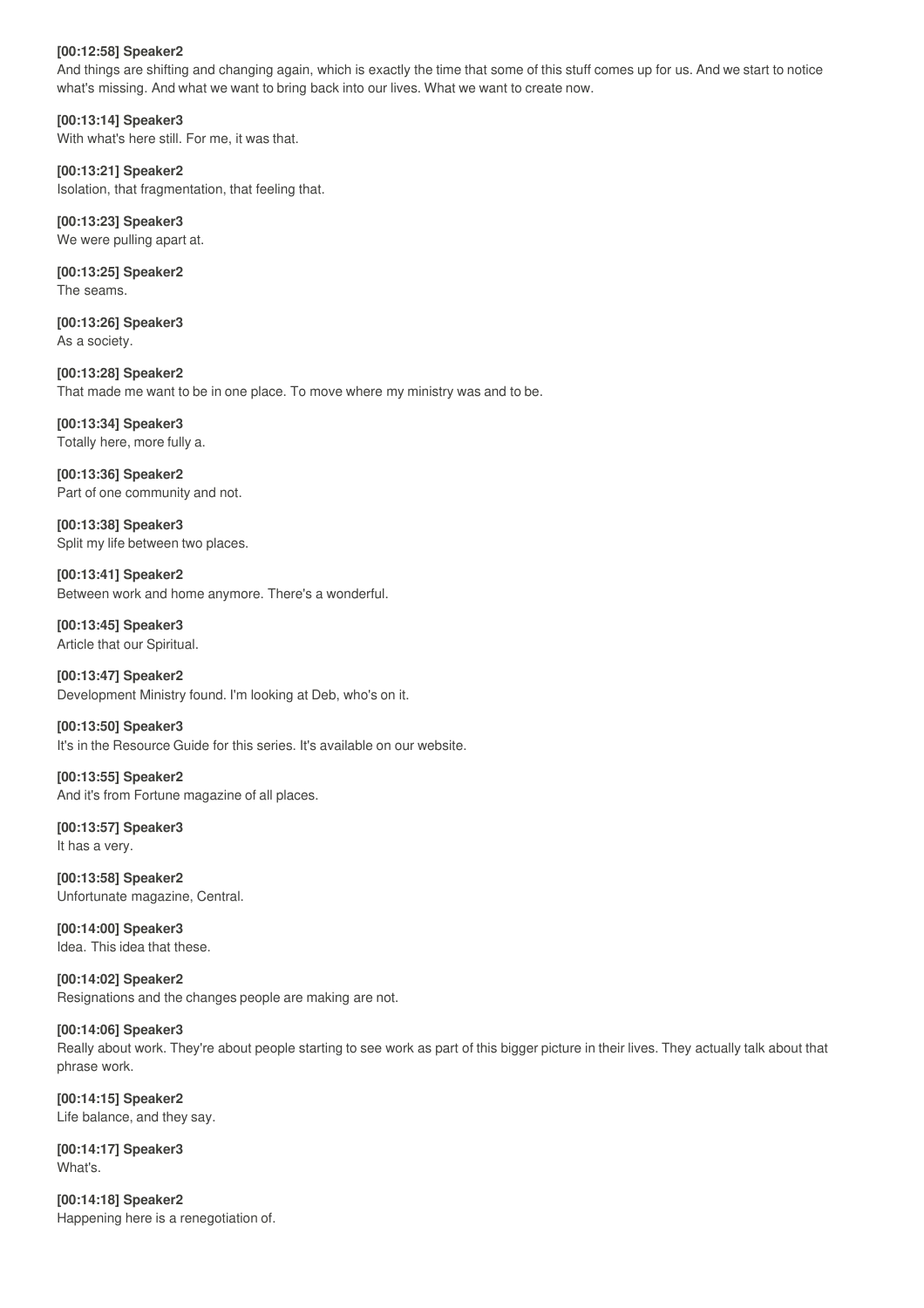**[00:12:58] Speaker2**
And things are shifting and changing again, which is exactly the time that some of this stuff comes up for us. And we start to notice what's missing. And what we want to bring back into our lives. What we want to create now.

**[00:13:14] Speaker3**
With what's here still. For me, it was that.

**[00:13:21] Speaker2**
Isolation, that fragmentation, that feeling that.

**[00:13:23] Speaker3**
We were pulling apart at.

**[00:13:25] Speaker2**
The seams.

**[00:13:26] Speaker3**
As a society.

**[00:13:28] Speaker2**
That made me want to be in one place. To move where my ministry was and to be.

**[00:13:34] Speaker3**
Totally here, more fully a.

**[00:13:36] Speaker2**
Part of one community and not.

**[00:13:38] Speaker3**
Split my life between two places.

**[00:13:41] Speaker2**
Between work and home anymore. There's a wonderful.

**[00:13:45] Speaker3**
Article that our Spiritual.

**[00:13:47] Speaker2**
Development Ministry found. I'm looking at Deb, who's on it.

**[00:13:50] Speaker3**
It's in the Resource Guide for this series. It's available on our website.

**[00:13:55] Speaker2**
And it's from Fortune magazine of all places.

**[00:13:57] Speaker3**
It has a very.

**[00:13:58] Speaker2**
Unfortunate magazine, Central.

**[00:14:00] Speaker3**
Idea. This idea that these.

**[00:14:02] Speaker2**
Resignations and the changes people are making are not.

**[00:14:06] Speaker3**
Really about work. They're about people starting to see work as part of this bigger picture in their lives. They actually talk about that phrase work.

**[00:14:15] Speaker2**
Life balance, and they say.

**[00:14:17] Speaker3**
What's.

**[00:14:18] Speaker2**
Happening here is a renegotiation of.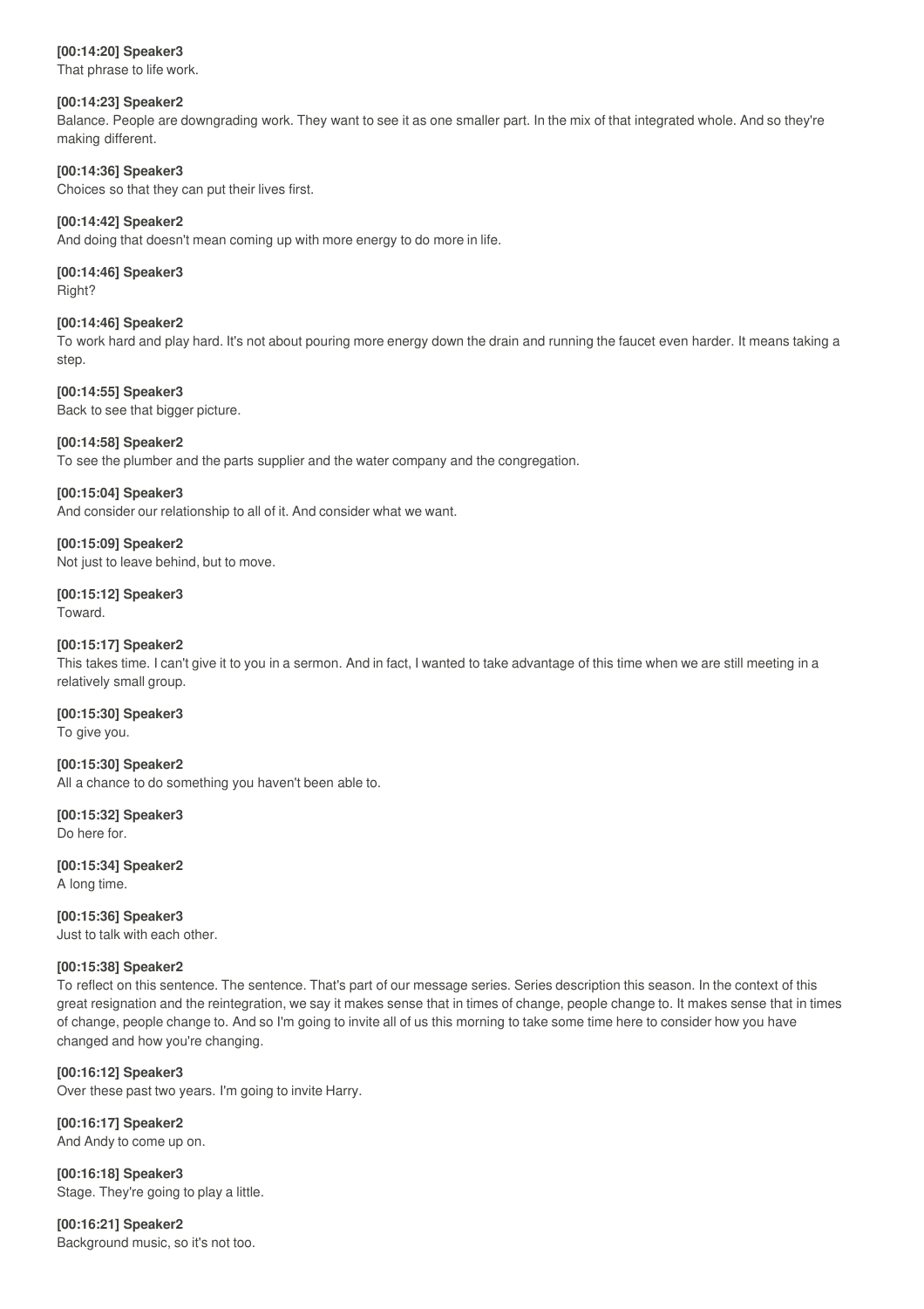**[00:14:20] Speaker3**
That phrase to life work.

**[00:14:23] Speaker2**
Balance. People are downgrading work. They want to see it as one smaller part. In the mix of that integrated whole. And so they're making different.

**[00:14:36] Speaker3**
Choices so that they can put their lives first.

**[00:14:42] Speaker2**
And doing that doesn't mean coming up with more energy to do more in life.

**[00:14:46] Speaker3**
Right?

**[00:14:46] Speaker2**
To work hard and play hard. It's not about pouring more energy down the drain and running the faucet even harder. It means taking a step.

**[00:14:55] Speaker3**
Back to see that bigger picture.

**[00:14:58] Speaker2**
To see the plumber and the parts supplier and the water company and the congregation.

**[00:15:04] Speaker3**
And consider our relationship to all of it. And consider what we want.

**[00:15:09] Speaker2**
Not just to leave behind, but to move.

**[00:15:12] Speaker3**
Toward.

**[00:15:17] Speaker2**
This takes time. I can't give it to you in a sermon. And in fact, I wanted to take advantage of this time when we are still meeting in a relatively small group.

**[00:15:30] Speaker3**
To give you.

**[00:15:30] Speaker2**
All a chance to do something you haven't been able to.

**[00:15:32] Speaker3**
Do here for.

**[00:15:34] Speaker2**
A long time.

**[00:15:36] Speaker3**
Just to talk with each other.

**[00:15:38] Speaker2**
To reflect on this sentence. The sentence. That's part of our message series. Series description this season. In the context of this great resignation and the reintegration, we say it makes sense that in times of change, people change to. It makes sense that in times of change, people change to. And so I'm going to invite all of us this morning to take some time here to consider how you have changed and how you're changing.

**[00:16:12] Speaker3**
Over these past two years. I'm going to invite Harry.

**[00:16:17] Speaker2**
And Andy to come up on.

**[00:16:18] Speaker3**
Stage. They're going to play a little.

**[00:16:21] Speaker2**
Background music, so it's not too.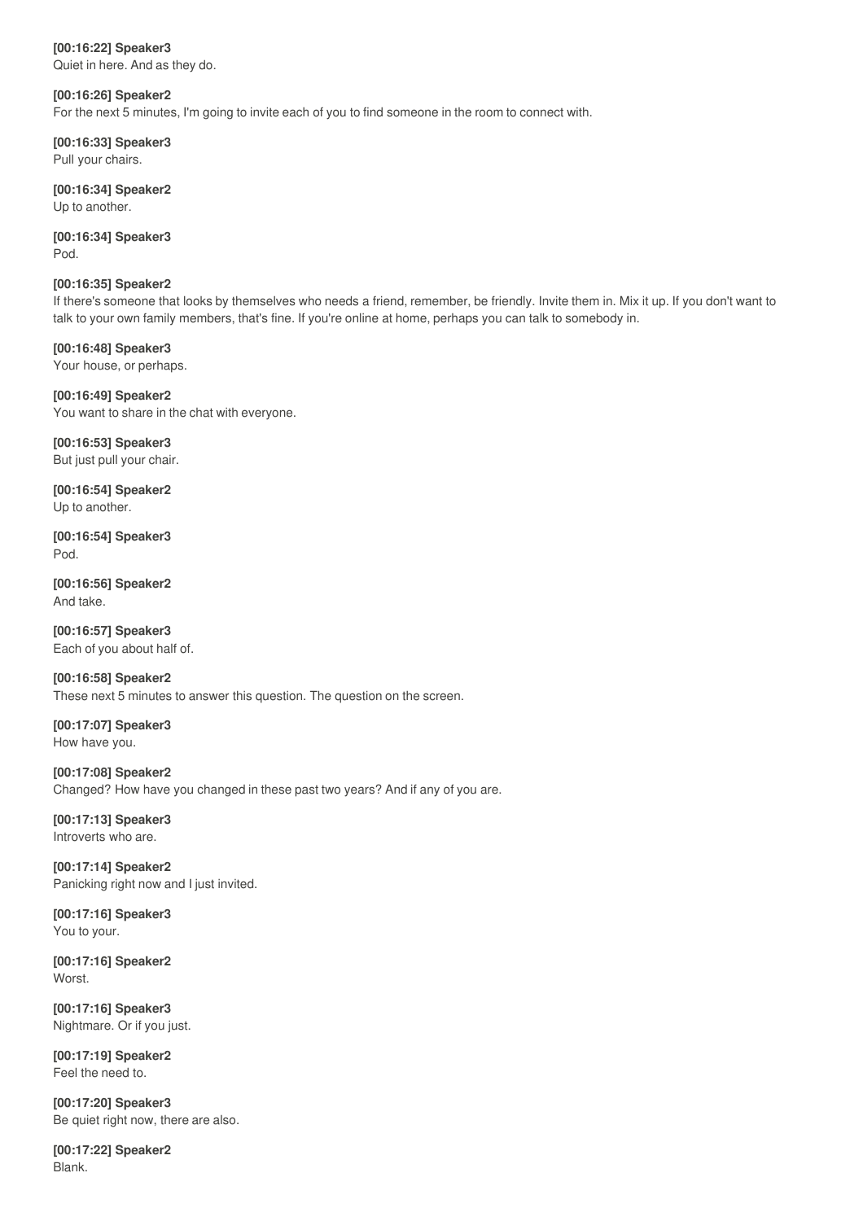**[00:16:22] Speaker3**
Quiet in here. And as they do.

**[00:16:26] Speaker2**
For the next 5 minutes, I'm going to invite each of you to find someone in the room to connect with.

**[00:16:33] Speaker3**
Pull your chairs.

**[00:16:34] Speaker2**
Up to another.

**[00:16:34] Speaker3**
Pod.

**[00:16:35] Speaker2**
If there's someone that looks by themselves who needs a friend, remember, be friendly. Invite them in. Mix it up. If you don't want to talk to your own family members, that's fine. If you're online at home, perhaps you can talk to somebody in.

**[00:16:48] Speaker3**
Your house, or perhaps.

**[00:16:49] Speaker2**
You want to share in the chat with everyone.

**[00:16:53] Speaker3**
But just pull your chair.

**[00:16:54] Speaker2**
Up to another.

**[00:16:54] Speaker3**
Pod.

**[00:16:56] Speaker2**
And take.

**[00:16:57] Speaker3**
Each of you about half of.

**[00:16:58] Speaker2**
These next 5 minutes to answer this question. The question on the screen.

**[00:17:07] Speaker3**
How have you.

**[00:17:08] Speaker2**
Changed? How have you changed in these past two years? And if any of you are.

**[00:17:13] Speaker3**
Introverts who are.

**[00:17:14] Speaker2**
Panicking right now and I just invited.

**[00:17:16] Speaker3**
You to your.

**[00:17:16] Speaker2**
Worst.

**[00:17:16] Speaker3**
Nightmare. Or if you just.

**[00:17:19] Speaker2**
Feel the need to.

**[00:17:20] Speaker3**
Be quiet right now, there are also.

**[00:17:22] Speaker2**
Blank.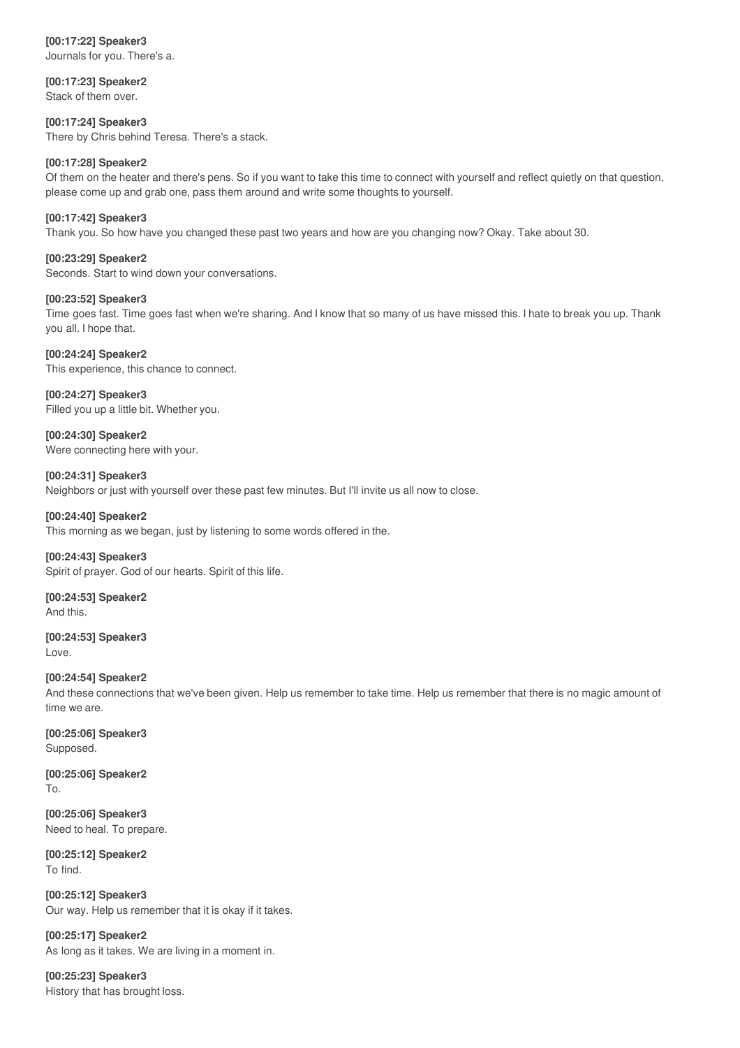**[00:17:22] Speaker3**
Journals for you. There's a.

**[00:17:23] Speaker2**
Stack of them over.

**[00:17:24] Speaker3**
There by Chris behind Teresa. There's a stack.

**[00:17:28] Speaker2**
Of them on the heater and there's pens. So if you want to take this time to connect with yourself and reflect quietly on that question, please come up and grab one, pass them around and write some thoughts to yourself.

**[00:17:42] Speaker3**
Thank you. So how have you changed these past two years and how are you changing now? Okay. Take about 30.

**[00:23:29] Speaker2**
Seconds. Start to wind down your conversations.

**[00:23:52] Speaker3**
Time goes fast. Time goes fast when we're sharing. And I know that so many of us have missed this. I hate to break you up. Thank you all. I hope that.

**[00:24:24] Speaker2**
This experience, this chance to connect.

**[00:24:27] Speaker3**
Filled you up a little bit. Whether you.

**[00:24:30] Speaker2**
Were connecting here with your.

**[00:24:31] Speaker3**
Neighbors or just with yourself over these past few minutes. But I'll invite us all now to close.

**[00:24:40] Speaker2**
This morning as we began, just by listening to some words offered in the.

**[00:24:43] Speaker3**
Spirit of prayer. God of our hearts. Spirit of this life.

**[00:24:53] Speaker2**
And this.

**[00:24:53] Speaker3**
Love.

**[00:24:54] Speaker2**
And these connections that we've been given. Help us remember to take time. Help us remember that there is no magic amount of time we are.

**[00:25:06] Speaker3**
Supposed.

**[00:25:06] Speaker2**
To.

**[00:25:06] Speaker3**
Need to heal. To prepare.

**[00:25:12] Speaker2**
To find.

**[00:25:12] Speaker3**
Our way. Help us remember that it is okay if it takes.

**[00:25:17] Speaker2**
As long as it takes. We are living in a moment in.

**[00:25:23] Speaker3**
History that has brought loss.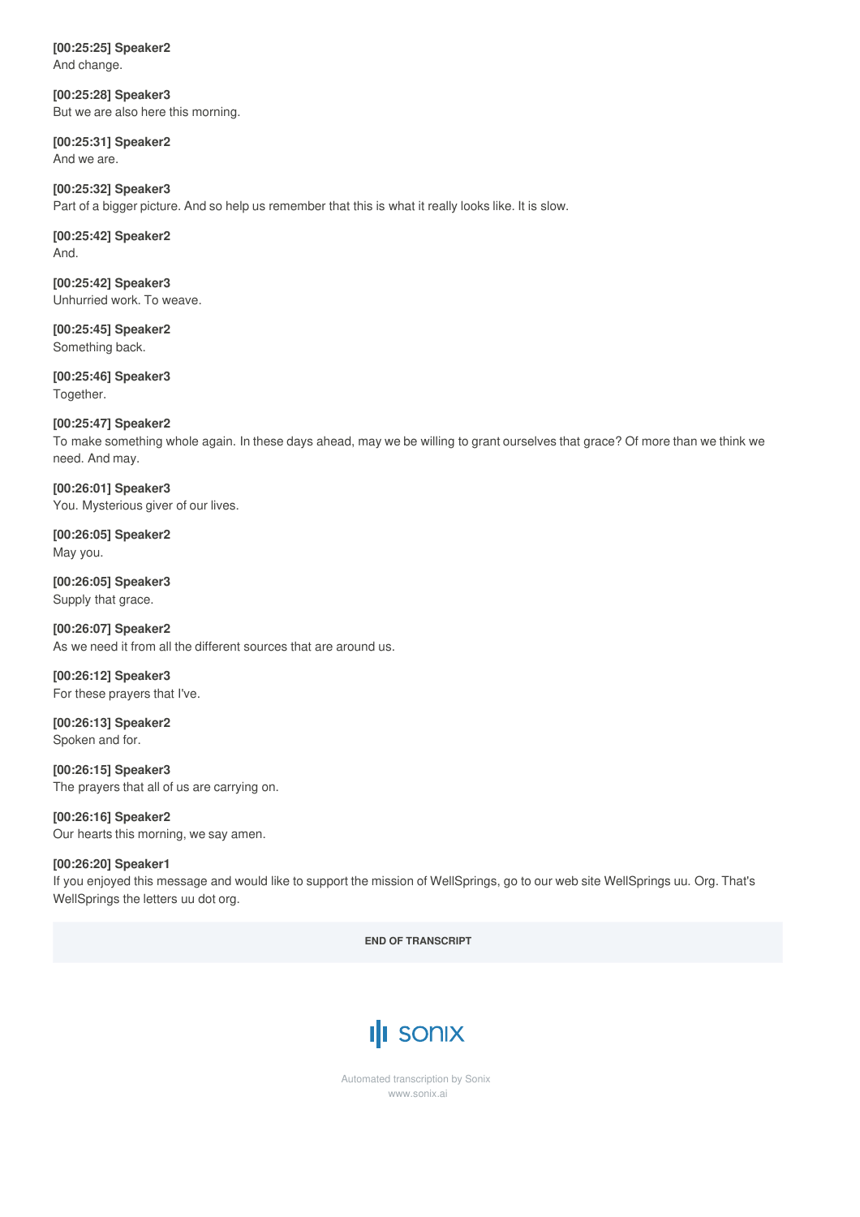**[00:25:25] Speaker2**
And change.

**[00:25:28] Speaker3**
But we are also here this morning.

**[00:25:31] Speaker2**
And we are.

**[00:25:32] Speaker3**
Part of a bigger picture. And so help us remember that this is what it really looks like. It is slow.

**[00:25:42] Speaker2**
And.

**[00:25:42] Speaker3**
Unhurried work. To weave.

**[00:25:45] Speaker2**
Something back.

**[00:25:46] Speaker3**
Together.

**[00:25:47] Speaker2**
To make something whole again. In these days ahead, may we be willing to grant ourselves that grace? Of more than we think we need. And may.

**[00:26:01] Speaker3**
You. Mysterious giver of our lives.

**[00:26:05] Speaker2**
May you.

**[00:26:05] Speaker3**
Supply that grace.

**[00:26:07] Speaker2**
As we need it from all the different sources that are around us.

**[00:26:12] Speaker3**
For these prayers that I've.

**[00:26:13] Speaker2**
Spoken and for.

**[00:26:15] Speaker3**
The prayers that all of us are carrying on.

**[00:26:16] Speaker2**
Our hearts this morning, we say amen.

**[00:26:20] Speaker1**
If you enjoyed this message and would like to support the mission of WellSprings, go to our web site WellSprings uu. Org. That's WellSprings the letters uu dot org.

**END OF TRANSCRIPT**

sonix

Automated transcription by Sonix
www.sonix.ai